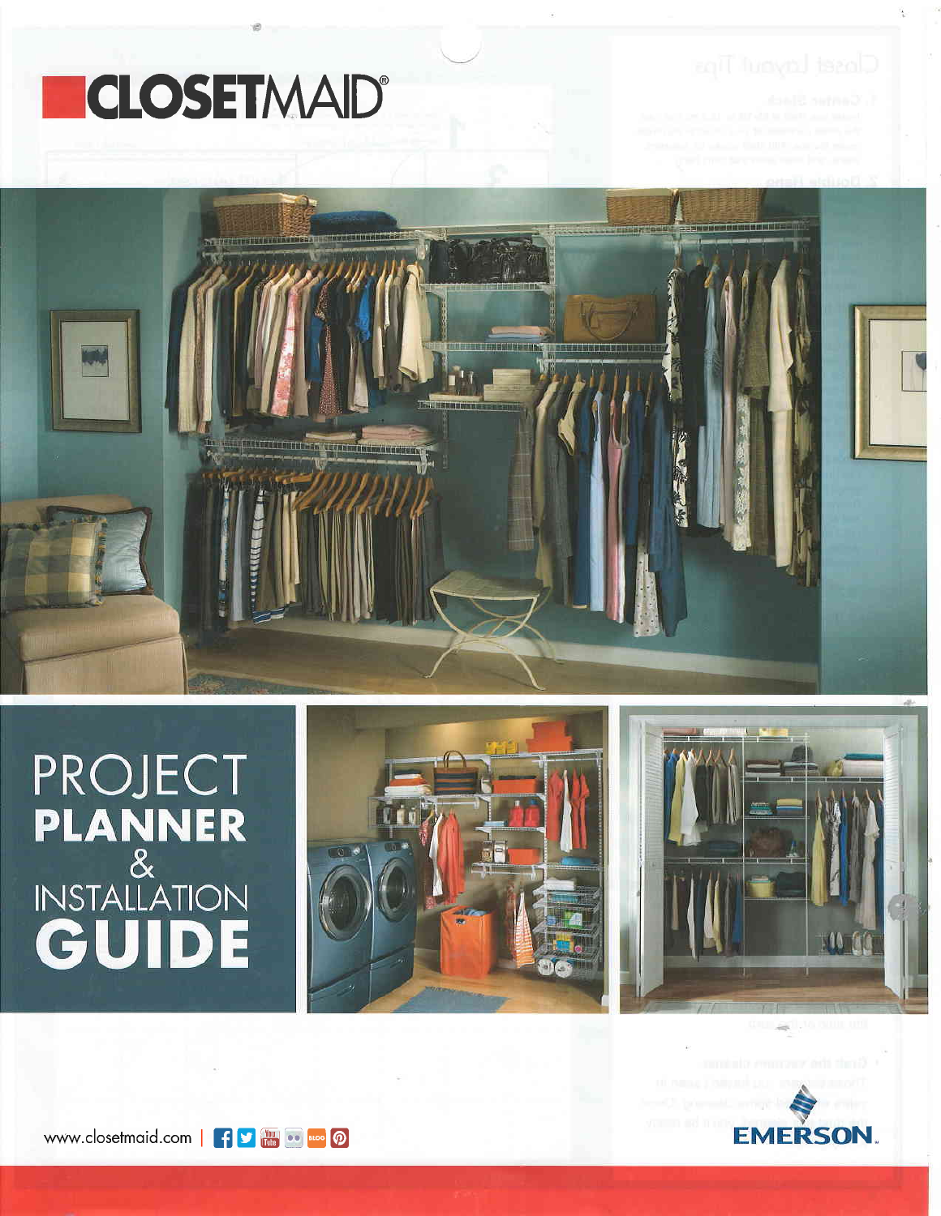# CLOSETMAID®

# PROJECT PLANNER & INSTALLATION GUIDE

www.closetmaid.com |

EMERSON.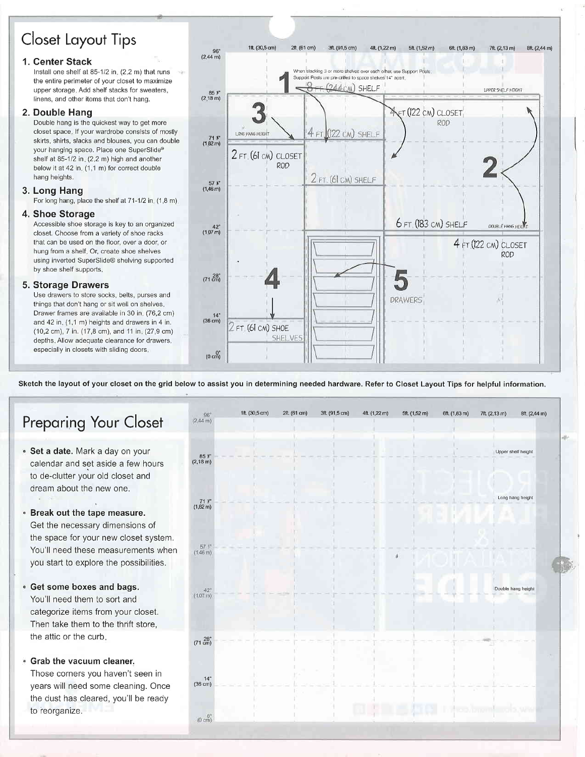## Closet Layout Tips

### 1. Center Stack

Install one shelf at 85-1/2 in. (2,2 m) that runs the entire perimeter of your closet to maximize upper storage. Add shelf stacks for sweaters, linens, and other items that don't hang.

### 2. Double Hang

Double hang is the quickest way to get more closet space. If your wardrobe consists of mostly skirts, shirts, slacks and blouses, you can double your hanging space. Place one SuperSlide® shelf at 85-1/2 in. (2,2 m) high and another below it at 42 in. (1,1 m) for correct double hang heights.

### 3. Long Hang

For long hang, place the shelf at 71-1/2 in. (1,8 m).

### 4. Shoe Storage

Accessible shoe storage is key to an organized closet. Choose from a variety of shoe racks that can be used on the floor, over a door, or hung from a shelf. Or, create shoe shelves using inverted SuperSlide® shelving supported by shoe shelf supports.

### 5. Storage Drawers

Use drawers to store socks, belts, purses and things that don't hang or sit well on shelves. Drawer frames are available in 30 in. (76,2 cm) and 42 in. (1,1 m) heights and drawers in 4 in. (10,2 cm), 7 in. (17,8 cm), and 11 in. (27,9 cm) depths. Allow adequate clearance for drawers, especially in closets with sliding doors.

When stacking 3 or more shelves over each other, use Support Posts. Support Posts are pre-drilled to space shelves 14" apart.

1 — 8 FT. (244 CM) SHELF
2 — 6 FT. (183 CM) SHELF; 4 FT (122 CM) CLOSET ROD; 4 FT (122 CM) CLOSET ROD
3 — 4 FT. (122 CM) SHELF; 2 FT. (61 CM) CLOSET ROD; 2 FT. (61 CM) SHELF
4 — 2 FT. (61 CM) SHOE SHELVES
5 — DRAWERS

UPPER SHELF HEIGHT · LONG HANG HEIGHT · DOUBLE HANG HEIGHT

Heights: 96" (2,44 m); 85 ½" (2,18 m); 71 ½" (1,82 m); 57 ½" (1,46 m); 42" (1,07 m); 28" (71 cm); 14" (36 cm); 0" (0 cm)

Widths: 1ft. (30,5 cm); 2ft. (61 cm); 3ft. (91,5 cm); 4ft. (1,22 m); 5ft. (1,52 m); 6ft. (1,83 m); 7ft. (2,13 m); 8ft. (2,44 m)

**Sketch the layout of your closet on the grid below to assist you in determining needed hardware. Refer to Closet Layout Tips for helpful information.**

## Preparing Your Closet

- **Set a date.** Mark a day on your calendar and set aside a few hours to de-clutter your old closet and dream about the new one.
- **Break out the tape measure.** Get the necessary dimensions of the space for your new closet system. You'll need these measurements when you start to explore the possibilities.
- **Get some boxes and bags.** You'll need them to sort and categorize items from your closet. Then take them to the thrift store, the attic or the curb.
- **Grab the vacuum cleaner.** Those corners you haven't seen in years will need some cleaning. Once the dust has cleared, you'll be ready to reorganize.

Upper shelf height · Long hang height · Double hang height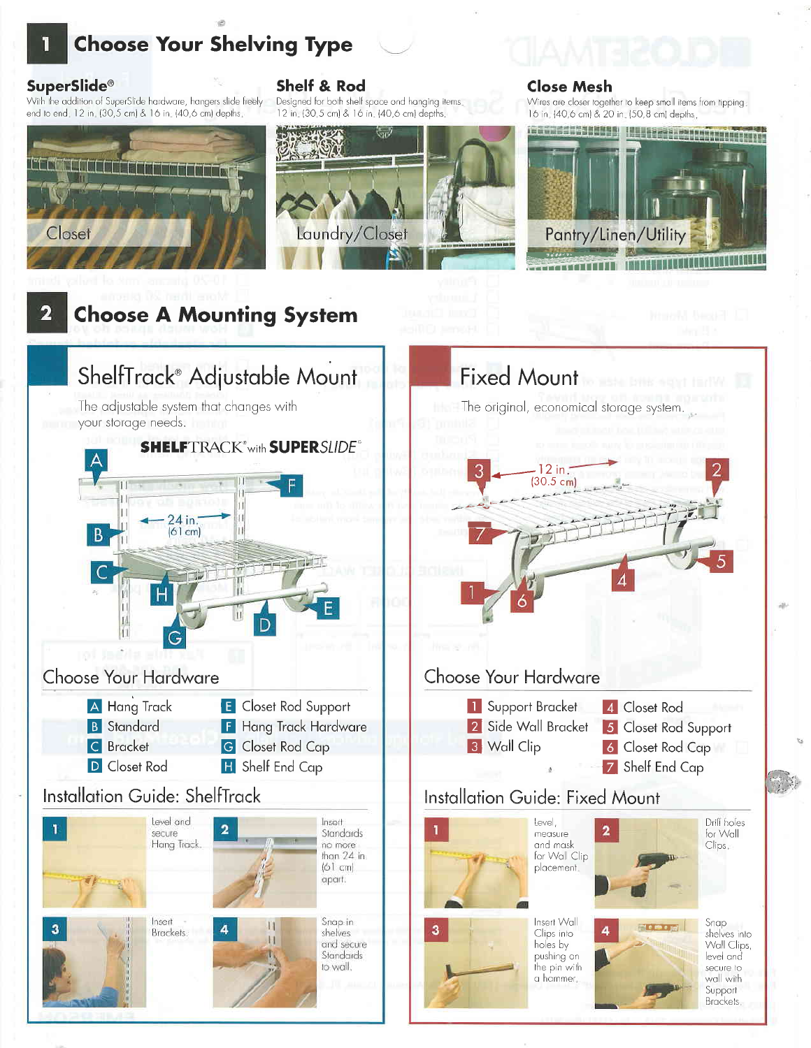# 1 Choose Your Shelving Type

**SuperSlide®**
With the addition of SuperSlide hardware, hangers slide freely end to end. 12 in. (30,5 cm) & 16 in. (40,6 cm) depths.

Closet

**Shelf & Rod**
Designed for both shelf space and hanging items. 12 in. (30,5 cm) & 16 in. (40,6 cm) depths.

Laundry/Closet

**Close Mesh**
Wires are closer together to keep small items from tipping. 16 in. (40,6 cm) & 20 in. (50,8 cm) depths.

Pantry/Linen/Utility

# 2 Choose A Mounting System

## ShelfTrack® Adjustable Mount

The adjustable system that changes with your storage needs.

**SHELFTRACK® with SUPERSLIDE®**

24 in. (61 cm)

### Choose Your Hardware

- A Hang Track
- B Standard
- C Bracket
- D Closet Rod
- E Closet Rod Support
- F Hang Track Hardware
- G Closet Rod Cap
- H Shelf End Cap

### Installation Guide: ShelfTrack

1. Level and secure Hang Track.
2. Insert Standards no more than 24 in. (61 cm) apart.
3. Insert Brackets.
4. Snap in shelves and secure Standards to wall.

## Fixed Mount

The original, economical storage system.

12 in. (30.5 cm)

### Choose Your Hardware

- 1 Support Bracket
- 2 Side Wall Bracket
- 3 Wall Clip
- 4 Closet Rod
- 5 Closet Rod Support
- 6 Closet Rod Cap
- 7 Shelf End Cap

### Installation Guide: Fixed Mount

1. Level, measure and mask for Wall Clip placement.
2. Drill holes for Wall Clips.
3. Insert Wall Clips into holes by pushing on the pin with a hammer.
4. Snap shelves into Wall Clips, level and secure to wall with Support Brackets.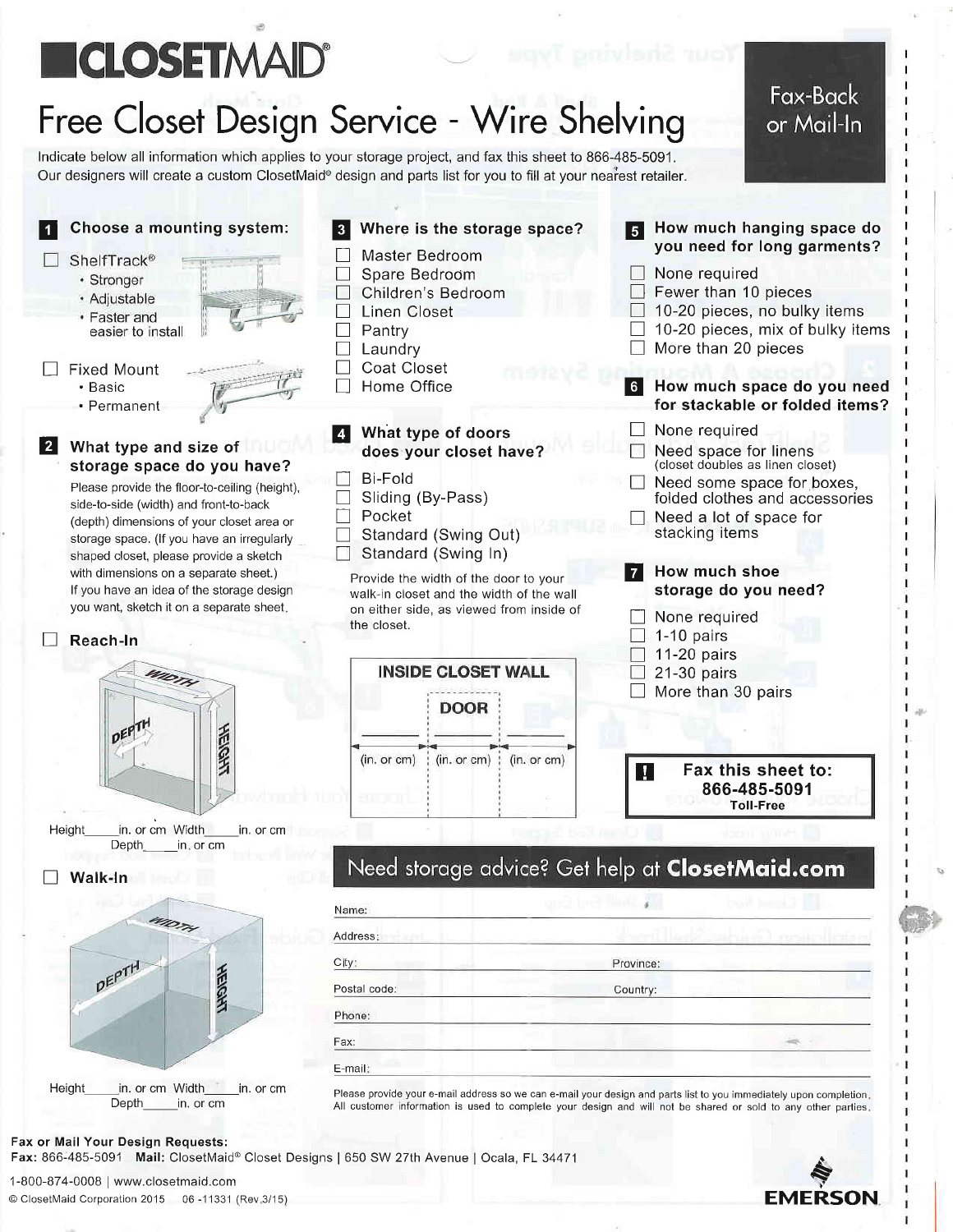# CLOSETMAID®

## Free Closet Design Service - Wire Shelving

**Fax-Back or Mail-In**

Indicate below all information which applies to your storage project, and fax this sheet to 866-485-5091.
Our designers will create a custom ClosetMaid® design and parts list for you to fill at your nearest retailer.

### 1 Choose a mounting system:

- ☐ ShelfTrack®
  - Stronger
  - Adjustable
  - Faster and easier to install
- ☐ Fixed Mount
  - Basic
  - Permanent

### 2 What type and size of storage space do you have?

Please provide the floor-to-ceiling (height), side-to-side (width) and front-to-back (depth) dimensions of your closet area or storage space. (If you have an irregularly shaped closet, please provide a sketch with dimensions on a separate sheet.) If you have an idea of the storage design you want, sketch it on a separate sheet.

☐ **Reach-In**

WIDTH
DEPTH
HEIGHT

Height_____in. or cm Width_____in. or cm
Depth_____in. or cm

☐ **Walk-In**

WIDTH
DEPTH
HEIGHT

Height_____in. or cm Width_____in. or cm
Depth_____in. or cm

### 3 Where is the storage space?

- ☐ Master Bedroom
- ☐ Spare Bedroom
- ☐ Children's Bedroom
- ☐ Linen Closet
- ☐ Pantry
- ☐ Laundry
- ☐ Coat Closet
- ☐ Home Office

### 4 What type of doors does your closet have?

- ☐ Bi-Fold
- ☐ Sliding (By-Pass)
- ☐ Pocket
- ☐ Standard (Swing Out)
- ☐ Standard (Swing In)

Provide the width of the door to your walk-in closet and the width of the wall on either side, as viewed from inside of the closet.

**INSIDE CLOSET WALL**

**DOOR**

_____ (in. or cm) _____ (in. or cm) _____ (in. or cm)

### 5 How much hanging space do you need for long garments?

- ☐ None required
- ☐ Fewer than 10 pieces
- ☐ 10-20 pieces, no bulky items
- ☐ 10-20 pieces, mix of bulky items
- ☐ More than 20 pieces

### 6 How much space do you need for stackable or folded items?

- ☐ None required
- ☐ Need space for linens (closet doubles as linen closet)
- ☐ Need some space for boxes, folded clothes and accessories
- ☐ Need a lot of space for stacking items

### 7 How much shoe storage do you need?

- ☐ None required
- ☐ 1-10 pairs
- ☐ 11-20 pairs
- ☐ 21-30 pairs
- ☐ More than 30 pairs

**! Fax this sheet to: 866-485-5091**
**Toll-Free**

## Need storage advice? Get help at **ClosetMaid.com**

Name:

Address:

City: Province:

Postal code: Country:

Phone:

Fax:

E-mail:

Please provide your e-mail address so we can e-mail your design and parts list to you immediately upon completion. All customer information is used to complete your design and will not be shared or sold to any other parties.

**Fax or Mail Your Design Requests:**
**Fax:** 866-485-5091 **Mail:** ClosetMaid® Closet Designs | 650 SW 27th Avenue | Ocala, FL 34471

1-800-874-0008 | www.closetmaid.com
© ClosetMaid Corporation 2015 06 -11331 (Rev.3/15)

EMERSON